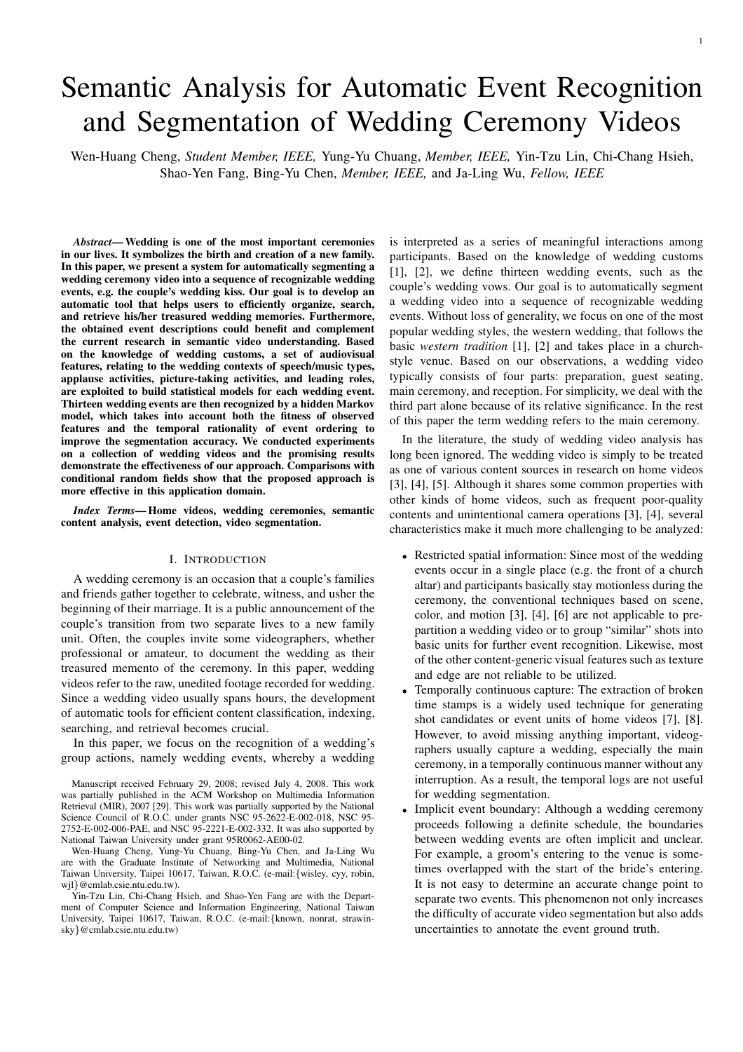# Semantic Analysis for Automatic Event Recognition and Segmentation of Wedding Ceremony Videos

Wen-Huang Cheng, *Student Member, IEEE,* Yung-Yu Chuang, *Member, IEEE,* Yin-Tzu Lin, Chi-Chang Hsieh, Shao-Yen Fang, Bing-Yu Chen, *Member, IEEE,* and Ja-Ling Wu, *Fellow, IEEE*

***Abstract*— Wedding is one of the most important ceremonies in our lives. It symbolizes the birth and creation of a new family. In this paper, we present a system for automatically segmenting a wedding ceremony video into a sequence of recognizable wedding events, e.g. the couple's wedding kiss. Our goal is to develop an automatic tool that helps users to efficiently organize, search, and retrieve his/her treasured wedding memories. Furthermore, the obtained event descriptions could benefit and complement the current research in semantic video understanding. Based on the knowledge of wedding customs, a set of audiovisual features, relating to the wedding contexts of speech/music types, applause activities, picture-taking activities, and leading roles, are exploited to build statistical models for each wedding event. Thirteen wedding events are then recognized by a hidden Markov model, which takes into account both the fitness of observed features and the temporal rationality of event ordering to improve the segmentation accuracy. We conducted experiments on a collection of wedding videos and the promising results demonstrate the effectiveness of our approach. Comparisons with conditional random fields show that the proposed approach is more effective in this application domain.**

***Index Terms*— Home videos, wedding ceremonies, semantic content analysis, event detection, video segmentation.**

## I. Introduction

A wedding ceremony is an occasion that a couple's families and friends gather together to celebrate, witness, and usher the beginning of their marriage. It is a public announcement of the couple's transition from two separate lives to a new family unit. Often, the couples invite some videographers, whether professional or amateur, to document the wedding as their treasured memento of the ceremony. In this paper, wedding videos refer to the raw, unedited footage recorded for wedding. Since a wedding video usually spans hours, the development of automatic tools for efficient content classification, indexing, searching, and retrieval becomes crucial.

In this paper, we focus on the recognition of a wedding's group actions, namely wedding events, whereby a wedding is interpreted as a series of meaningful interactions among participants. Based on the knowledge of wedding customs [1], [2], we define thirteen wedding events, such as the couple's wedding vows. Our goal is to automatically segment a wedding video into a sequence of recognizable wedding events. Without loss of generality, we focus on one of the most popular wedding styles, the western wedding, that follows the basic *western tradition* [1], [2] and takes place in a church-style venue. Based on our observations, a wedding video typically consists of four parts: preparation, guest seating, main ceremony, and reception. For simplicity, we deal with the third part alone because of its relative significance. In the rest of this paper the term wedding refers to the main ceremony.

In the literature, the study of wedding video analysis has long been ignored. The wedding video is simply to be treated as one of various content sources in research on home videos [3], [4], [5]. Although it shares some common properties with other kinds of home videos, such as frequent poor-quality contents and unintentional camera operations [3], [4], several characteristics make it much more challenging to be analyzed:

- Restricted spatial information: Since most of the wedding events occur in a single place (e.g. the front of a church altar) and participants basically stay motionless during the ceremony, the conventional techniques based on scene, color, and motion [3], [4], [6] are not applicable to pre-partition a wedding video or to group "similar" shots into basic units for further event recognition. Likewise, most of the other content-generic visual features such as texture and edge are not reliable to be utilized.
- Temporally continuous capture: The extraction of broken time stamps is a widely used technique for generating shot candidates or event units of home videos [7], [8]. However, to avoid missing anything important, videographers usually capture a wedding, especially the main ceremony, in a temporally continuous manner without any interruption. As a result, the temporal logs are not useful for wedding segmentation.
- Implicit event boundary: Although a wedding ceremony proceeds following a definite schedule, the boundaries between wedding events are often implicit and unclear. For example, a groom's entering to the venue is sometimes overlapped with the start of the bride's entering. It is not easy to determine an accurate change point to separate two events. This phenomenon not only increases the difficulty of accurate video segmentation but also adds uncertainties to annotate the event ground truth.

Manuscript received February 29, 2008; revised July 4, 2008. This work was partially published in the ACM Workshop on Multimedia Information Retrieval (MIR), 2007 [29]. This work was partially supported by the National Science Council of R.O.C. under grants NSC 95-2622-E-002-018, NSC 95-2752-E-002-006-PAE, and NSC 95-2221-E-002-332. It was also supported by National Taiwan University under grant 95R0062-AE00-02.

Wen-Huang Cheng, Yung-Yu Chuang, Bing-Yu Chen, and Ja-Ling Wu are with the Graduate Institute of Networking and Multimedia, National Taiwan University, Taipei 10617, Taiwan, R.O.C. (e-mail:{wisley, cyy, robin, wjl}@cmlab.csie.ntu.edu.tw).

Yin-Tzu Lin, Chi-Chang Hsieh, and Shao-Yen Fang are with the Department of Computer Science and Information Engineering, National Taiwan University, Taipei 10617, Taiwan, R.O.C. (e-mail:{known, nonrat, strawinsky}@cmlab.csie.ntu.edu.tw)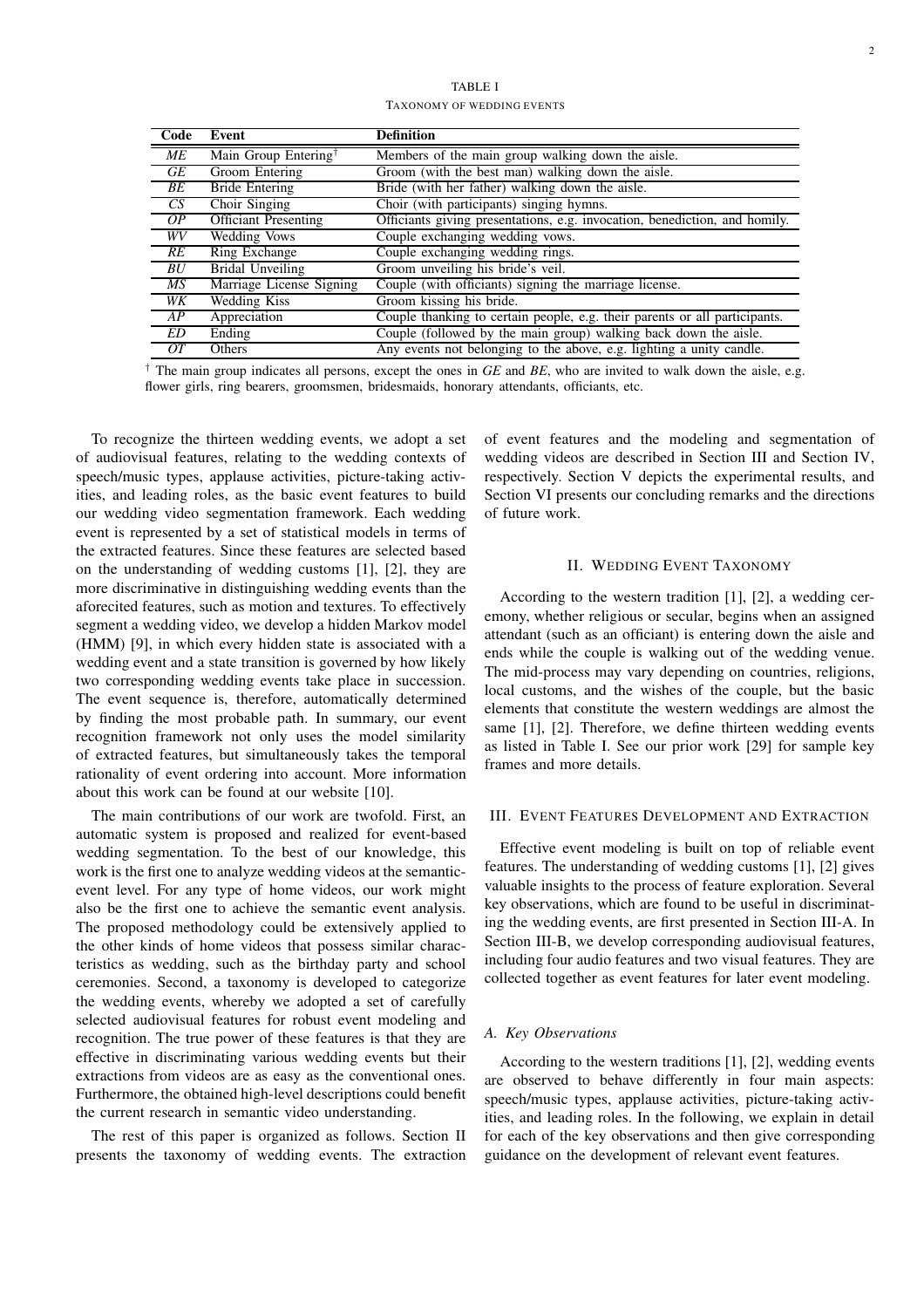TABLE I

TAXONOMY OF WEDDING EVENTS

| Code | Event | Definition |
|---|---|---|
| *ME* | Main Group Entering† | Members of the main group walking down the aisle. |
| *GE* | Groom Entering | Groom (with the best man) walking down the aisle. |
| *BE* | Bride Entering | Bride (with her father) walking down the aisle. |
| *CS* | Choir Singing | Choir (with participants) singing hymns. |
| *OP* | Officiant Presenting | Officiants giving presentations, e.g. invocation, benediction, and homily. |
| *WV* | Wedding Vows | Couple exchanging wedding vows. |
| *RE* | Ring Exchange | Couple exchanging wedding rings. |
| *BU* | Bridal Unveiling | Groom unveiling his bride's veil. |
| *MS* | Marriage License Signing | Couple (with officiants) signing the marriage license. |
| *WK* | Wedding Kiss | Groom kissing his bride. |
| *AP* | Appreciation | Couple thanking to certain people, e.g. their parents or all participants. |
| *ED* | Ending | Couple (followed by the main group) walking back down the aisle. |
| *OT* | Others | Any events not belonging to the above, e.g. lighting a unity candle. |

† The main group indicates all persons, except the ones in *GE* and *BE*, who are invited to walk down the aisle, e.g. flower girls, ring bearers, groomsmen, bridesmaids, honorary attendants, officiants, etc.

To recognize the thirteen wedding events, we adopt a set of audiovisual features, relating to the wedding contexts of speech/music types, applause activities, picture-taking activities, and leading roles, as the basic event features to build our wedding video segmentation framework. Each wedding event is represented by a set of statistical models in terms of the extracted features. Since these features are selected based on the understanding of wedding customs [1], [2], they are more discriminative in distinguishing wedding events than the aforecited features, such as motion and textures. To effectively segment a wedding video, we develop a hidden Markov model (HMM) [9], in which every hidden state is associated with a wedding event and a state transition is governed by how likely two corresponding wedding events take place in succession. The event sequence is, therefore, automatically determined by finding the most probable path. In summary, our event recognition framework not only uses the model similarity of extracted features, but simultaneously takes the temporal rationality of event ordering into account. More information about this work can be found at our website [10].

The main contributions of our work are twofold. First, an automatic system is proposed and realized for event-based wedding segmentation. To the best of our knowledge, this work is the first one to analyze wedding videos at the semantic-event level. For any type of home videos, our work might also be the first one to achieve the semantic event analysis. The proposed methodology could be extensively applied to the other kinds of home videos that possess similar characteristics as wedding, such as the birthday party and school ceremonies. Second, a taxonomy is developed to categorize the wedding events, whereby we adopted a set of carefully selected audiovisual features for robust event modeling and recognition. The true power of these features is that they are effective in discriminating various wedding events but their extractions from videos are as easy as the conventional ones. Furthermore, the obtained high-level descriptions could benefit the current research in semantic video understanding.

The rest of this paper is organized as follows. Section II presents the taxonomy of wedding events. The extraction of event features and the modeling and segmentation of wedding videos are described in Section III and Section IV, respectively. Section V depicts the experimental results, and Section VI presents our concluding remarks and the directions of future work.

## II. Wedding Event Taxonomy

According to the western tradition [1], [2], a wedding ceremony, whether religious or secular, begins when an assigned attendant (such as an officiant) is entering down the aisle and ends while the couple is walking out of the wedding venue. The mid-process may vary depending on countries, religions, local customs, and the wishes of the couple, but the basic elements that constitute the western weddings are almost the same [1], [2]. Therefore, we define thirteen wedding events as listed in Table I. See our prior work [29] for sample key frames and more details.

## III. Event Features Development and Extraction

Effective event modeling is built on top of reliable event features. The understanding of wedding customs [1], [2] gives valuable insights to the process of feature exploration. Several key observations, which are found to be useful in discriminating the wedding events, are first presented in Section III-A. In Section III-B, we develop corresponding audiovisual features, including four audio features and two visual features. They are collected together as event features for later event modeling.

### A. Key Observations

According to the western traditions [1], [2], wedding events are observed to behave differently in four main aspects: speech/music types, applause activities, picture-taking activities, and leading roles. In the following, we explain in detail for each of the key observations and then give corresponding guidance on the development of relevant event features.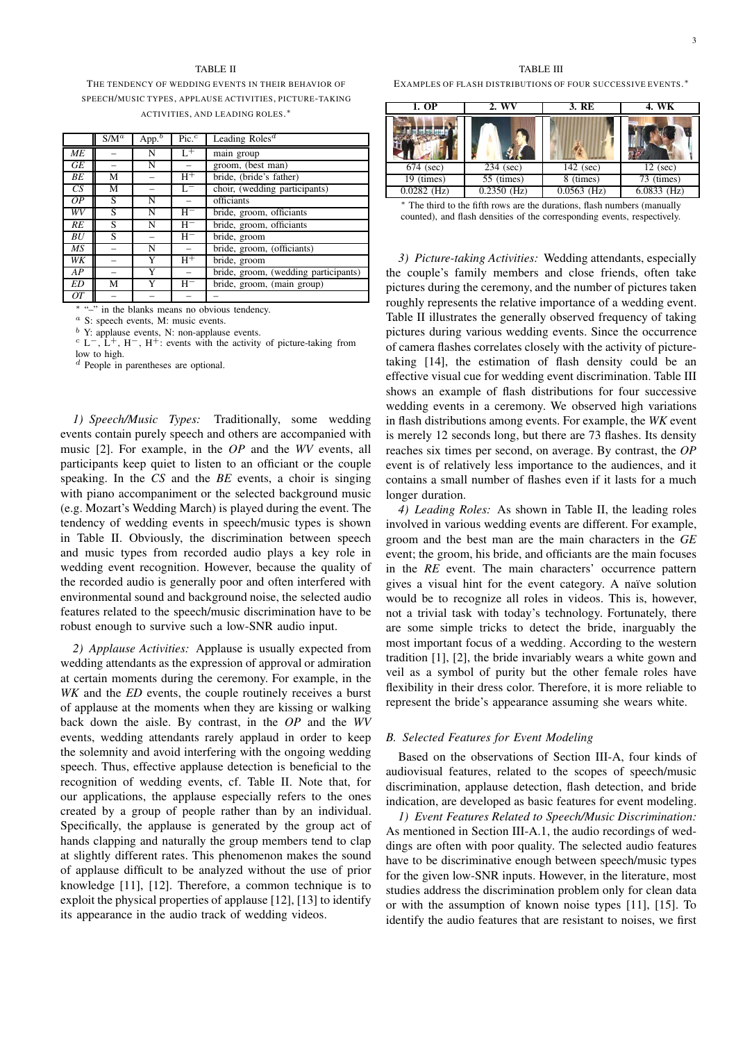TABLE II

THE TENDENCY OF WEDDING EVENTS IN THEIR BEHAVIOR OF SPEECH/MUSIC TYPES, APPLAUSE ACTIVITIES, PICTURE-TAKING ACTIVITIES, AND LEADING ROLES.*

| | S/M[a] | App.[b] | Pic.[c] | Leading Roles[d] |
|---|---|---|---|---|
| *ME* | – | N | $L^+$ | main group |
| *GE* | – | N | – | groom, (best man) |
| *BE* | M | – | $H^+$ | bride, (bride's father) |
| *CS* | M | – | $L^-$ | choir, (wedding participants) |
| *OP* | S | N | – | officiants |
| *WV* | S | N | $H^-$ | bride, groom, officiants |
| *RE* | S | N | $H^-$ | bride, groom, officiants |
| *BU* | S | – | $H^-$ | bride, groom |
| *MS* | – | N | – | bride, groom, (officiants) |
| *WK* | – | Y | $H^+$ | bride, groom |
| *AP* | – | Y | – | bride, groom, (wedding participants) |
| *ED* | M | Y | $H^-$ | bride, groom, (main group) |
| *OT* | – | – | – | – |

* "–" in the blanks means no obvious tendency.
[a] S: speech events, M: music events.
[b] Y: applause events, N: non-applause events.
[c] $L^-$, $L^+$, $H^-$, $H^+$: events with the activity of picture-taking from low to high.
[d] People in parentheses are optional.

*1) Speech/Music Types:* Traditionally, some wedding events contain purely speech and others are accompanied with music [2]. For example, in the *OP* and the *WV* events, all participants keep quiet to listen to an officiant or the couple speaking. In the *CS* and the *BE* events, a choir is singing with piano accompaniment or the selected background music (e.g. Mozart's Wedding March) is played during the event. The tendency of wedding events in speech/music types is shown in Table II. Obviously, the discrimination between speech and music types from recorded audio plays a key role in wedding event recognition. However, because the quality of the recorded audio is generally poor and often interfered with environmental sound and background noise, the selected audio features related to the speech/music discrimination have to be robust enough to survive such a low-SNR audio input.

*2) Applause Activities:* Applause is usually expected from wedding attendants as the expression of approval or admiration at certain moments during the ceremony. For example, in the *WK* and the *ED* events, the couple routinely receives a burst of applause at the moments when they are kissing or walking back down the aisle. By contrast, in the *OP* and the *WV* events, wedding attendants rarely applaud in order to keep the solemnity and avoid interfering with the ongoing wedding speech. Thus, effective applause detection is beneficial to the recognition of wedding events, cf. Table II. Note that, for our applications, the applause especially refers to the ones created by a group of people rather than by an individual. Specifically, the applause is generated by the group act of hands clapping and naturally the group members tend to clap at slightly different rates. This phenomenon makes the sound of applause difficult to be analyzed without the use of prior knowledge [11], [12]. Therefore, a common technique is to exploit the physical properties of applause [12], [13] to identify its appearance in the audio track of wedding videos.

TABLE III

EXAMPLES OF FLASH DISTRIBUTIONS OF FOUR SUCCESSIVE EVENTS.*

| 1. OP | 2. WV | 3. RE | 4. WK |
|---|---|---|---|
| | | | |
| 674 (sec) | 234 (sec) | 142 (sec) | 12 (sec) |
| 19 (times) | 55 (times) | 8 (times) | 73 (times) |
| 0.0282 (Hz) | 0.2350 (Hz) | 0.0563 (Hz) | 6.0833 (Hz) |

* The third to the fifth rows are the durations, flash numbers (manually counted), and flash densities of the corresponding events, respectively.

*3) Picture-taking Activities:* Wedding attendants, especially the couple's family members and close friends, often take pictures during the ceremony, and the number of pictures taken roughly represents the relative importance of a wedding event. Table II illustrates the generally observed frequency of taking pictures during various wedding events. Since the occurrence of camera flashes correlates closely with the activity of picture-taking [14], the estimation of flash density could be an effective visual cue for wedding event discrimination. Table III shows an example of flash distributions for four successive wedding events in a ceremony. We observed high variations in flash distributions among events. For example, the *WK* event is merely 12 seconds long, but there are 73 flashes. Its density reaches six times per second, on average. By contrast, the *OP* event is of relatively less importance to the audiences, and it contains a small number of flashes even if it lasts for a much longer duration.

*4) Leading Roles:* As shown in Table II, the leading roles involved in various wedding events are different. For example, groom and the best man are the main characters in the *GE* event; the groom, his bride, and officiants are the main focuses in the *RE* event. The main characters' occurrence pattern gives a visual hint for the event category. A naïve solution would be to recognize all roles in videos. This is, however, not a trivial task with today's technology. Fortunately, there are some simple tricks to detect the bride, inarguably the most important focus of a wedding. According to the western tradition [1], [2], the bride invariably wears a white gown and veil as a symbol of purity but the other female roles have flexibility in their dress color. Therefore, it is more reliable to represent the bride's appearance assuming she wears white.

### B. Selected Features for Event Modeling

Based on the observations of Section III-A, four kinds of audiovisual features, related to the scopes of speech/music discrimination, applause detection, flash detection, and bride indication, are developed as basic features for event modeling.

*1) Event Features Related to Speech/Music Discrimination:* As mentioned in Section III-A.1, the audio recordings of weddings are often with poor quality. The selected audio features have to be discriminative enough between speech/music types for the given low-SNR inputs. However, in the literature, most studies address the discrimination problem only for clean data or with the assumption of known noise types [11], [15]. To identify the audio features that are resistant to noises, we first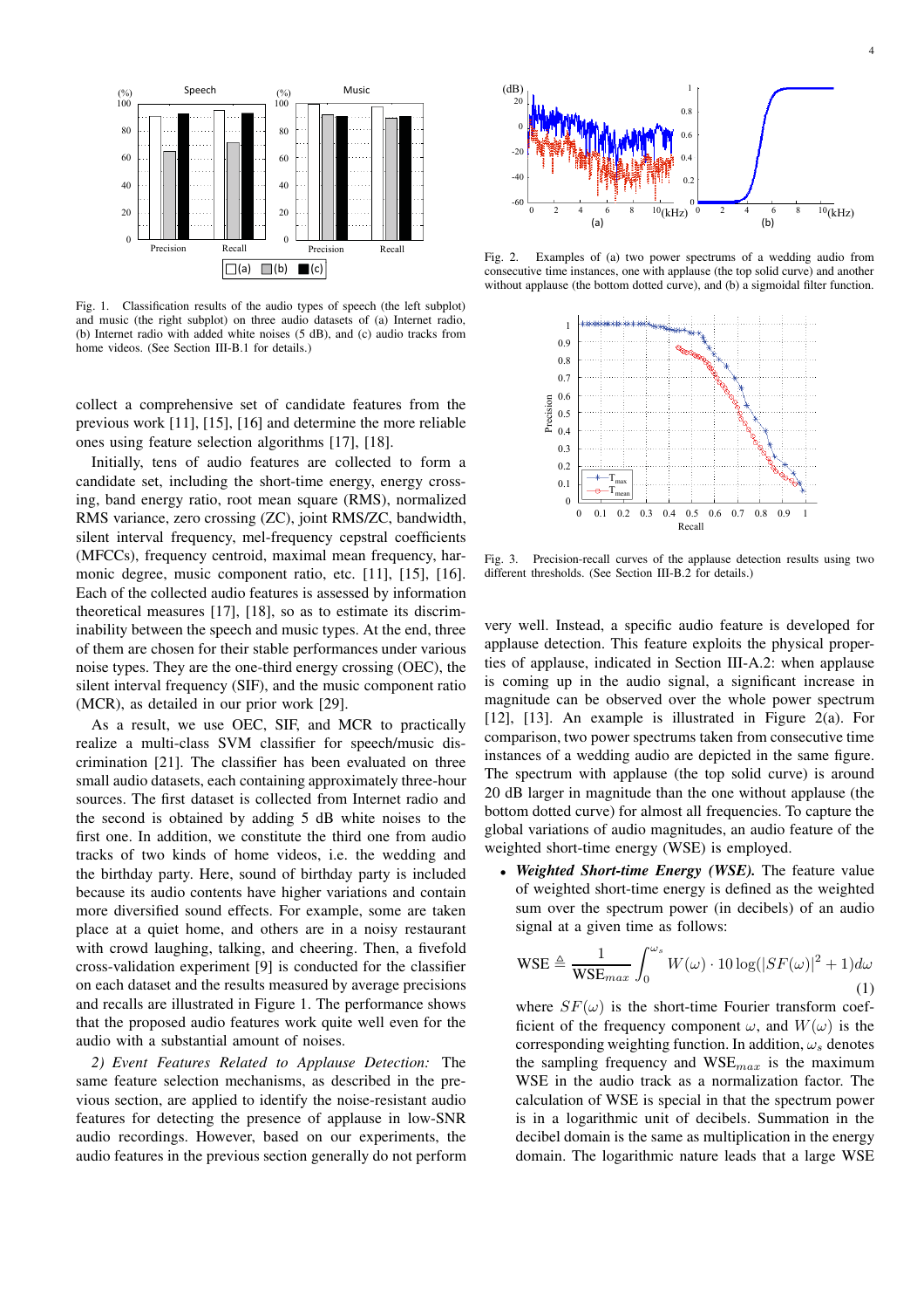Fig. 1. Classification results of the audio types of speech (the left subplot) and music (the right subplot) on three audio datasets of (a) Internet radio, (b) Internet radio with added white noises (5 dB), and (c) audio tracks from home videos. (See Section III-B.1 for details.)

collect a comprehensive set of candidate features from the previous work [11], [15], [16] and determine the more reliable ones using feature selection algorithms [17], [18].

Initially, tens of audio features are collected to form a candidate set, including the short-time energy, energy crossing, band energy ratio, root mean square (RMS), normalized RMS variance, zero crossing (ZC), joint RMS/ZC, bandwidth, silent interval frequency, mel-frequency cepstral coefficients (MFCCs), frequency centroid, maximal mean frequency, harmonic degree, music component ratio, etc. [11], [15], [16]. Each of the collected audio features is assessed by information theoretical measures [17], [18], so as to estimate its discriminability between the speech and music types. At the end, three of them are chosen for their stable performances under various noise types. They are the one-third energy crossing (OEC), the silent interval frequency (SIF), and the music component ratio (MCR), as detailed in our prior work [29].

As a result, we use OEC, SIF, and MCR to practically realize a multi-class SVM classifier for speech/music discrimination [21]. The classifier has been evaluated on three small audio datasets, each containing approximately three-hour sources. The first dataset is collected from Internet radio and the second is obtained by adding 5 dB white noises to the first one. In addition, we constitute the third one from audio tracks of two kinds of home videos, i.e. the wedding and the birthday party. Here, sound of birthday party is included because its audio contents have higher variations and contain more diversified sound effects. For example, some are taken place at a quiet home, and others are in a noisy restaurant with crowd laughing, talking, and cheering. Then, a fivefold cross-validation experiment [9] is conducted for the classifier on each dataset and the results measured by average precisions and recalls are illustrated in Figure 1. The performance shows that the proposed audio features work quite well even for the audio with a substantial amount of noises.

*2) Event Features Related to Applause Detection:* The same feature selection mechanisms, as described in the previous section, are applied to identify the noise-resistant audio features for detecting the presence of applause in low-SNR audio recordings. However, based on our experiments, the audio features in the previous section generally do not perform very well. Instead, a specific audio feature is developed for applause detection. This feature exploits the physical properties of applause, indicated in Section III-A.2: when applause is coming up in the audio signal, a significant increase in magnitude can be observed over the whole power spectrum [12], [13]. An example is illustrated in Figure 2(a). For comparison, two power spectrums taken from consecutive time instances of a wedding audio are depicted in the same figure. The spectrum with applause (the top solid curve) is around 20 dB larger in magnitude than the one without applause (the bottom dotted curve) for almost all frequencies. To capture the global variations of audio magnitudes, an audio feature of the weighted short-time energy (WSE) is employed.

Fig. 2. Examples of (a) two power spectrums of a wedding audio from consecutive time instances, one with applause (the top solid curve) and another without applause (the bottom dotted curve), and (b) a sigmoidal filter function.

Fig. 3. Precision-recall curves of the applause detection results using two different thresholds. (See Section III-B.2 for details.)

- ***Weighted Short-time Energy (WSE).*** The feature value of weighted short-time energy is defined as the weighted sum over the spectrum power (in decibels) of an audio signal at a given time as follows:

$$\text{WSE} \triangleq \frac{1}{\text{WSE}_{max}} \int_{0}^{\omega_s} W(\omega) \cdot 10 \log(|SF(\omega)|^2 + 1) d\omega \tag{1}$$

where $SF(\omega)$ is the short-time Fourier transform coefficient of the frequency component $\omega$, and $W(\omega)$ is the corresponding weighting function. In addition, $\omega_s$ denotes the sampling frequency and $\text{WSE}_{max}$ is the maximum WSE in the audio track as a normalization factor. The calculation of WSE is special in that the spectrum power is in a logarithmic unit of decibels. Summation in the decibel domain is the same as multiplication in the energy domain. The logarithmic nature leads that a large WSE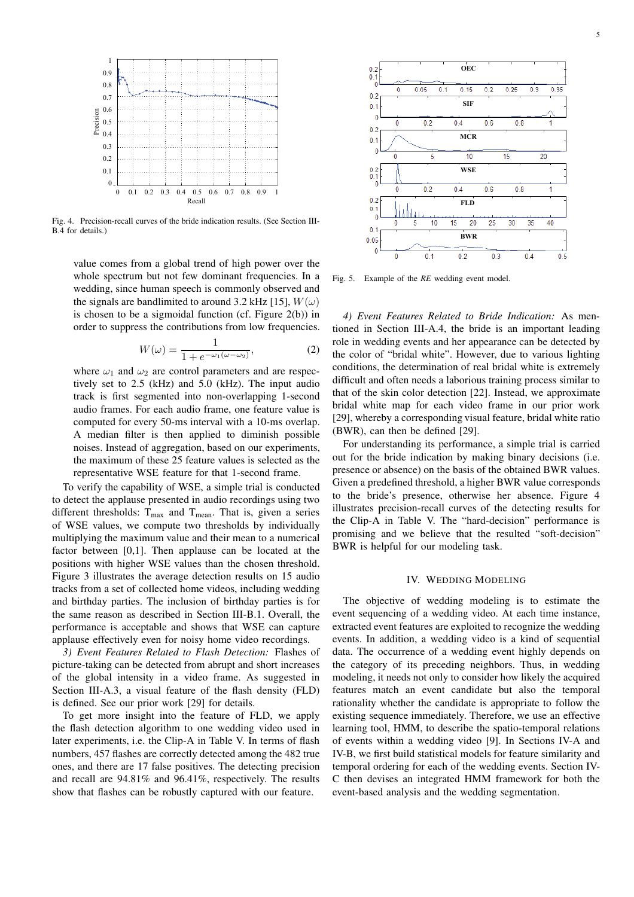Fig. 4. Precision-recall curves of the bride indication results. (See Section III-B.4 for details.)

value comes from a global trend of high power over the whole spectrum but not few dominant frequencies. In a wedding, since human speech is commonly observed and the signals are bandlimited to around 3.2 kHz [15], $W(\omega)$ is chosen to be a sigmoidal function (cf. Figure 2(b)) in order to suppress the contributions from low frequencies.

$$W(\omega) = \frac{1}{1 + e^{-\omega_1(\omega - \omega_2)}}, \tag{2}$$

where $\omega_1$ and $\omega_2$ are control parameters and are respectively set to 2.5 (kHz) and 5.0 (kHz). The input audio track is first segmented into non-overlapping 1-second audio frames. For each audio frame, one feature value is computed for every 50-ms interval with a 10-ms overlap. A median filter is then applied to diminish possible noises. Instead of aggregation, based on our experiments, the maximum of these 25 feature values is selected as the representative WSE feature for that 1-second frame.

To verify the capability of WSE, a simple trial is conducted to detect the applause presented in audio recordings using two different thresholds: $T_{max}$ and $T_{mean}$. That is, given a series of WSE values, we compute two thresholds by individually multiplying the maximum value and their mean to a numerical factor between [0,1]. Then applause can be located at the positions with higher WSE values than the chosen threshold. Figure 3 illustrates the average detection results on 15 audio tracks from a set of collected home videos, including wedding and birthday parties. The inclusion of birthday parties is for the same reason as described in Section III-B.1. Overall, the performance is acceptable and shows that WSE can capture applause effectively even for noisy home video recordings.

*3) Event Features Related to Flash Detection:* Flashes of picture-taking can be detected from abrupt and short increases of the global intensity in a video frame. As suggested in Section III-A.3, a visual feature of the flash density (FLD) is defined. See our prior work [29] for details.

To get more insight into the feature of FLD, we apply the flash detection algorithm to one wedding video used in later experiments, i.e. the Clip-A in Table V. In terms of flash numbers, 457 flashes are correctly detected among the 482 true ones, and there are 17 false positives. The detecting precision and recall are 94.81% and 96.41%, respectively. The results show that flashes can be robustly captured with our feature.

Fig. 5. Example of the *RE* wedding event model.

*4) Event Features Related to Bride Indication:* As mentioned in Section III-A.4, the bride is an important leading role in wedding events and her appearance can be detected by the color of "bridal white". However, due to various lighting conditions, the determination of real bridal white is extremely difficult and often needs a laborious training process similar to that of the skin color detection [22]. Instead, we approximate bridal white map for each video frame in our prior work [29], whereby a corresponding visual feature, bridal white ratio (BWR), can then be defined [29].

For understanding its performance, a simple trial is carried out for the bride indication by making binary decisions (i.e. presence or absence) on the basis of the obtained BWR values. Given a predefined threshold, a higher BWR value corresponds to the bride's presence, otherwise her absence. Figure 4 illustrates precision-recall curves of the detecting results for the Clip-A in Table V. The "hard-decision" performance is promising and we believe that the resulted "soft-decision" BWR is helpful for our modeling task.

## IV. Wedding Modeling

The objective of wedding modeling is to estimate the event sequencing of a wedding video. At each time instance, extracted event features are exploited to recognize the wedding events. In addition, a wedding video is a kind of sequential data. The occurrence of a wedding event highly depends on the category of its preceding neighbors. Thus, in wedding modeling, it needs not only to consider how likely the acquired features match an event candidate but also the temporal rationality whether the candidate is appropriate to follow the existing sequence immediately. Therefore, we use an effective learning tool, HMM, to describe the spatio-temporal relations of events within a wedding video [9]. In Sections IV-A and IV-B, we first build statistical models for feature similarity and temporal ordering for each of the wedding events. Section IV-C then devises an integrated HMM framework for both the event-based analysis and the wedding segmentation.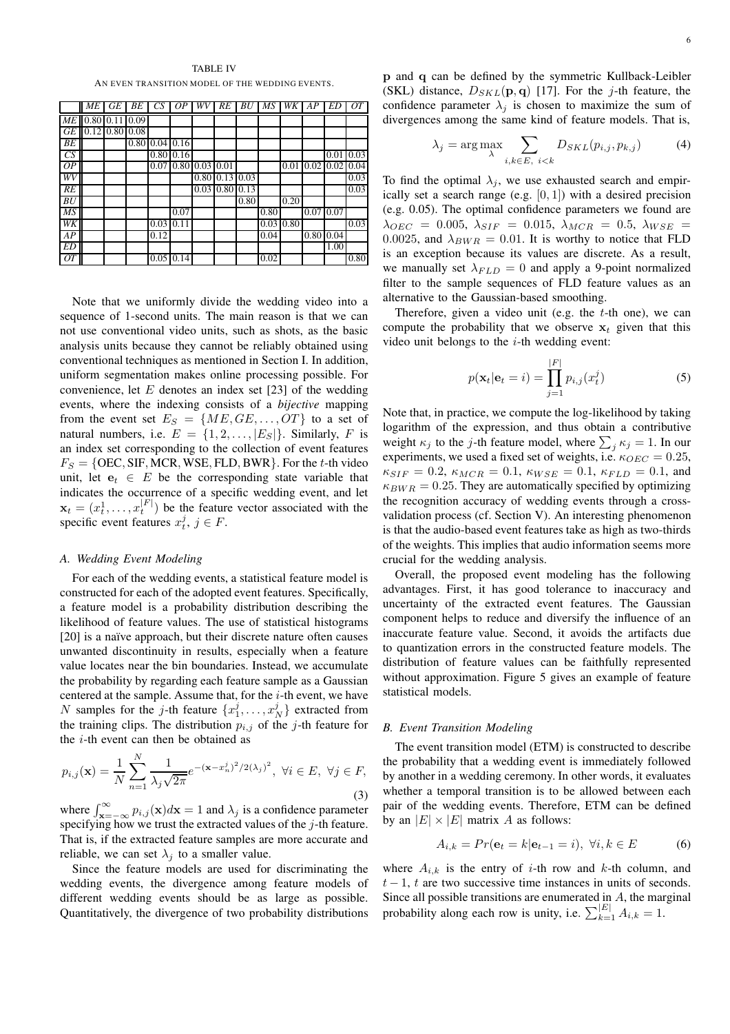TABLE IV

AN EVEN TRANSITION MODEL OF THE WEDDING EVENTS.

| | *ME* | *GE* | *BE* | *CS* | *OP* | *WV* | *RE* | *BU* | *MS* | *WK* | *AP* | *ED* | *OT* |
|---|---|---|---|---|---|---|---|---|---|---|---|---|---|
| *ME* | 0.80 | 0.11 | 0.09 | | | | | | | | | | |
| *GE* | 0.12 | 0.80 | 0.08 | | | | | | | | | | |
| *BE* | | | 0.80 | 0.04 | 0.16 | | | | | | | | |
| *CS* | | | | 0.80 | 0.16 | | | | | | | 0.01 | 0.03 |
| *OP* | | | | 0.07 | 0.80 | 0.03 | 0.01 | | | 0.01 | 0.02 | 0.02 | 0.04 |
| *WV* | | | | | | 0.80 | 0.13 | 0.03 | | | | | 0.03 |
| *RE* | | | | | | 0.03 | 0.80 | 0.13 | | | | | 0.03 |
| *BU* | | | | | | | | 0.80 | | 0.20 | | | |
| *MS* | | | | | 0.07 | | | | 0.80 | | 0.07 | 0.07 | |
| *WK* | | | | 0.03 | 0.11 | | | | 0.03 | 0.80 | | | 0.03 |
| *AP* | | | | 0.12 | | | | | 0.04 | | 0.80 | 0.04 | |
| *ED* | | | | | | | | | | | | 1.00 | |
| *OT* | | | | 0.05 | 0.14 | | | | 0.02 | | | | 0.80 |

Note that we uniformly divide the wedding video into a sequence of 1-second units. The main reason is that we can not use conventional video units, such as shots, as the basic analysis units because they cannot be reliably obtained using conventional techniques as mentioned in Section I. In addition, uniform segmentation makes online processing possible. For convenience, let $E$ denotes an index set [23] of the wedding events, where the indexing consists of a *bijective* mapping from the event set $E_S = \{ME, GE, \ldots, OT\}$ to a set of natural numbers, i.e. $E = \{1, 2, \ldots, |E_S|\}$. Similarly, $F$ is an index set corresponding to the collection of event features $F_S = \{\text{OEC}, \text{SIF}, \text{MCR}, \text{WSE}, \text{FLD}, \text{BWR}\}$. For the $t$-th video unit, let $\mathbf{e}_t \in E$ be the corresponding state variable that indicates the occurrence of a specific wedding event, and let $\mathbf{x}_t = (x_t^1, \ldots, x_t^{|F|})$ be the feature vector associated with the specific event features $x_t^j$, $j \in F$.

### *A. Wedding Event Modeling*

For each of the wedding events, a statistical feature model is constructed for each of the adopted event features. Specifically, a feature model is a probability distribution describing the likelihood of feature values. The use of statistical histograms [20] is a naïve approach, but their discrete nature often causes unwanted discontinuity in results, especially when a feature value locates near the bin boundaries. Instead, we accumulate the probability by regarding each feature sample as a Gaussian centered at the sample. Assume that, for the $i$-th event, we have $N$ samples for the $j$-th feature $\{x_1^j, \ldots, x_N^j\}$ extracted from the training clips. The distribution $p_{i,j}$ of the $j$-th feature for the $i$-th event can then be obtained as

$$p_{i,j}(\mathbf{x}) = \frac{1}{N} \sum_{n=1}^{N} \frac{1}{\lambda_j \sqrt{2\pi}} e^{-(\mathbf{x}-x_n^j)^2/2(\lambda_j)^2}, \ \forall i \in E, \ \forall j \in F, \tag{3}$$

where $\int_{\mathbf{x}=-\infty}^{\infty} p_{i,j}(\mathbf{x}) d\mathbf{x} = 1$ and $\lambda_j$ is a confidence parameter specifying how we trust the extracted values of the $j$-th feature. That is, if the extracted feature samples are more accurate and reliable, we can set $\lambda_j$ to a smaller value.

Since the feature models are used for discriminating the wedding events, the divergence among feature models of different wedding events should be as large as possible. Quantitatively, the divergence of two probability distributions $\mathbf{p}$ and $\mathbf{q}$ can be defined by the symmetric Kullback-Leibler (SKL) distance, $D_{SKL}(\mathbf{p}, \mathbf{q})$ [17]. For the $j$-th feature, the confidence parameter $\lambda_j$ is chosen to maximize the sum of divergences among the same kind of feature models. That is,

$$\lambda_j = \arg\max_{\lambda} \sum_{i,k \in E, \ i<k} D_{SKL}(p_{i,j}, p_{k,j}) \tag{4}$$

To find the optimal $\lambda_j$, we use exhausted search and empirically set a search range (e.g. $[0, 1]$) with a desired precision (e.g. 0.05). The optimal confidence parameters we found are $\lambda_{OEC} = 0.005$, $\lambda_{SIF} = 0.015$, $\lambda_{MCR} = 0.5$, $\lambda_{WSE} = 0.0025$, and $\lambda_{BWR} = 0.01$. It is worthy to notice that FLD is an exception because its values are discrete. As a result, we manually set $\lambda_{FLD} = 0$ and apply a 9-point normalized filter to the sample sequences of FLD feature values as an alternative to the Gaussian-based smoothing.

Therefore, given a video unit (e.g. the $t$-th one), we can compute the probability that we observe $\mathbf{x}_t$ given that this video unit belongs to the $i$-th wedding event:

$$p(\mathbf{x}_t | \mathbf{e}_t = i) = \prod_{j=1}^{|F|} p_{i,j}(x_t^j) \tag{5}$$

Note that, in practice, we compute the log-likelihood by taking logarithm of the expression, and thus obtain a contributive weight $\kappa_j$ to the $j$-th feature model, where $\sum_j \kappa_j = 1$. In our experiments, we used a fixed set of weights, i.e. $\kappa_{OEC} = 0.25$, $\kappa_{SIF} = 0.2$, $\kappa_{MCR} = 0.1$, $\kappa_{WSE} = 0.1$, $\kappa_{FLD} = 0.1$, and $\kappa_{BWR} = 0.25$. They are automatically specified by optimizing the recognition accuracy of wedding events through a cross-validation process (cf. Section V). An interesting phenomenon is that the audio-based event features take as high as two-thirds of the weights. This implies that audio information seems more crucial for the wedding analysis.

Overall, the proposed event modeling has the following advantages. First, it has good tolerance to inaccuracy and uncertainty of the extracted event features. The Gaussian component helps to reduce and diversify the influence of an inaccurate feature value. Second, it avoids the artifacts due to quantization errors in the constructed feature models. The distribution of feature values can be faithfully represented without approximation. Figure 5 gives an example of feature statistical models.

### *B. Event Transition Modeling*

The event transition model (ETM) is constructed to describe the probability that a wedding event is immediately followed by another in a wedding ceremony. In other words, it evaluates whether a temporal transition is to be allowed between each pair of the wedding events. Therefore, ETM can be defined by an $|E| \times |E|$ matrix $A$ as follows:

$$A_{i,k} = Pr(\mathbf{e}_t = k | \mathbf{e}_{t-1} = i), \ \forall i, k \in E \tag{6}$$

where $A_{i,k}$ is the entry of $i$-th row and $k$-th column, and $t-1$, $t$ are two successive time instances in units of seconds. Since all possible transitions are enumerated in $A$, the marginal probability along each row is unity, i.e. $\sum_{k=1}^{|E|} A_{i,k} = 1$.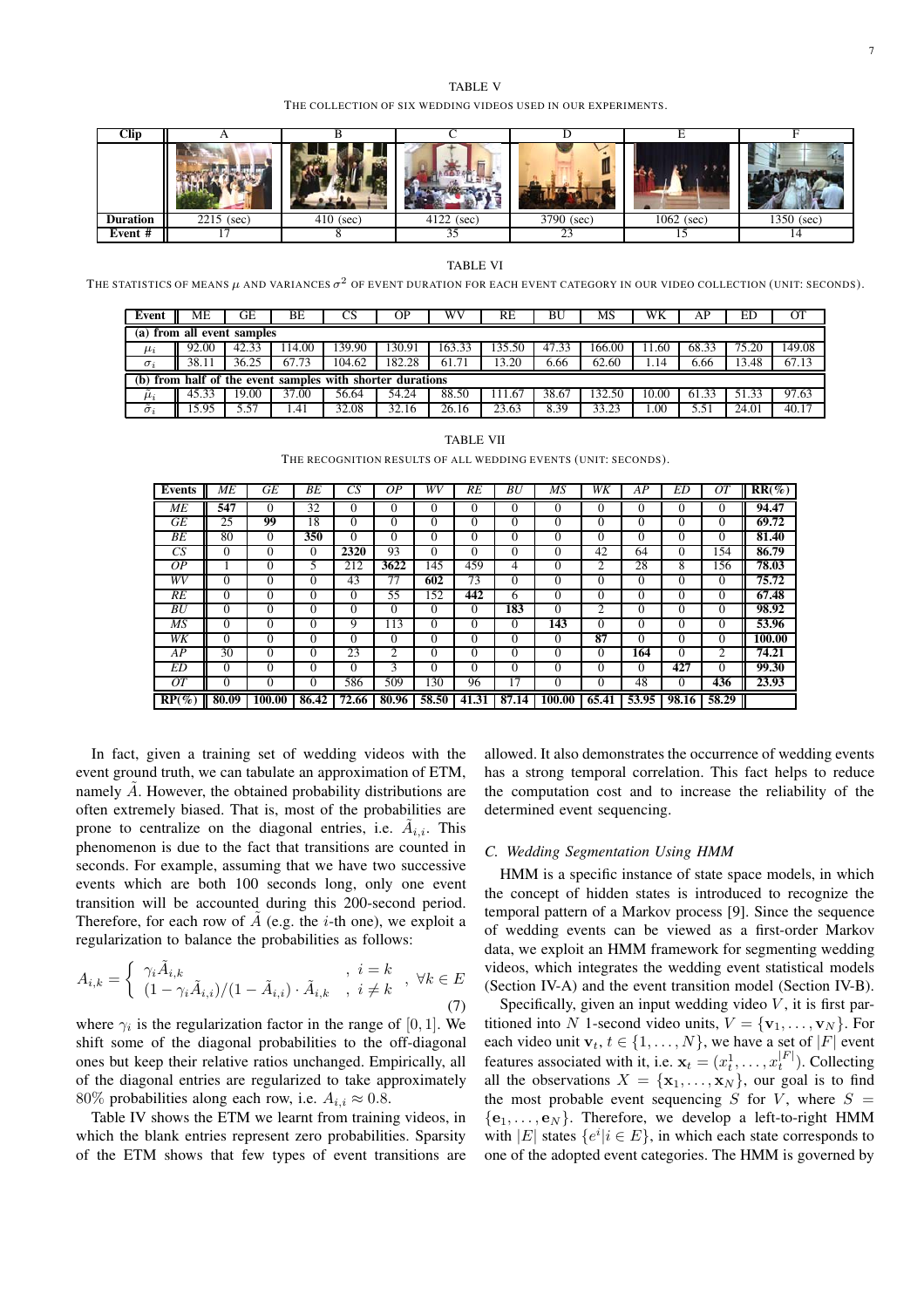TABLE V

THE COLLECTION OF SIX WEDDING VIDEOS USED IN OUR EXPERIMENTS.

| Clip | A | B | C | D | E | F |
|---|---|---|---|---|---|---|
| | | | | | | |
| **Duration** | 2215 (sec) | 410 (sec) | 4122 (sec) | 3790 (sec) | 1062 (sec) | 1350 (sec) |
| **Event #** | 17 | 8 | 35 | 23 | 15 | 14 |

TABLE VI

THE STATISTICS OF MEANS $\mu$ AND VARIANCES $\sigma^2$ OF EVENT DURATION FOR EACH EVENT CATEGORY IN OUR VIDEO COLLECTION (UNIT: SECONDS).

| Event | ME | GE | BE | CS | OP | WV | RE | BU | MS | WK | AP | ED | OT |
|---|---|---|---|---|---|---|---|---|---|---|---|---|---|
| **(a) from all event samples** | | | | | | | | | | | | | |
| $\mu_i$ | 92.00 | 42.33 | 114.00 | 139.90 | 130.91 | 163.33 | 135.50 | 47.33 | 166.00 | 11.60 | 68.33 | 75.20 | 149.08 |
| $\sigma_i$ | 38.11 | 36.25 | 67.73 | 104.62 | 182.28 | 61.71 | 13.20 | 6.66 | 62.60 | 1.14 | 6.66 | 13.48 | 67.13 |
| **(b) from half of the event samples with shorter durations** | | | | | | | | | | | | | |
| $\bar{\mu}_i$ | 45.33 | 19.00 | 37.00 | 56.64 | 54.24 | 88.50 | 111.67 | 38.67 | 132.50 | 10.00 | 61.33 | 51.33 | 97.63 |
| $\bar{\sigma}_i$ | 15.95 | 5.57 | 1.41 | 32.08 | 32.16 | 26.16 | 23.63 | 8.39 | 33.23 | 1.00 | 5.51 | 24.01 | 40.17 |

TABLE VII

THE RECOGNITION RESULTS OF ALL WEDDING EVENTS (UNIT: SECONDS).

| **Events** | *ME* | *GE* | *BE* | *CS* | *OP* | *WV* | *RE* | *BU* | *MS* | *WK* | *AP* | *ED* | *OT* | **RR(%)** |
|---|---|---|---|---|---|---|---|---|---|---|---|---|---|---|
| *ME* | **547** | 0 | 32 | 0 | 0 | 0 | 0 | 0 | 0 | 0 | 0 | 0 | 0 | **94.47** |
| *GE* | 25 | **99** | 18 | 0 | 0 | 0 | 0 | 0 | 0 | 0 | 0 | 0 | 0 | **69.72** |
| *BE* | 80 | 0 | **350** | 0 | 0 | 0 | 0 | 0 | 0 | 0 | 0 | 0 | 0 | **81.40** |
| *CS* | 0 | 0 | 0 | **2320** | 93 | 0 | 0 | 0 | 0 | 42 | 64 | 0 | 154 | **86.79** |
| *OP* | 1 | 0 | 5 | 212 | **3622** | 145 | 459 | 4 | 0 | 2 | 28 | 8 | 156 | **78.03** |
| *WV* | 0 | 0 | 0 | 43 | 77 | **602** | 73 | 0 | 0 | 0 | 0 | 0 | 0 | **75.72** |
| *RE* | 0 | 0 | 0 | 0 | 55 | 152 | **442** | 6 | 0 | 0 | 0 | 0 | 0 | **67.48** |
| *BU* | 0 | 0 | 0 | 0 | 0 | 0 | 0 | **183** | 0 | 2 | 0 | 0 | 0 | **98.92** |
| *MS* | 0 | 0 | 0 | 9 | 113 | 0 | 0 | 0 | **143** | 0 | 0 | 0 | 0 | **53.96** |
| *WK* | 0 | 0 | 0 | 0 | 0 | 0 | 0 | 0 | 0 | **87** | 0 | 0 | 0 | **100.00** |
| *AP* | 30 | 0 | 0 | 23 | 2 | 0 | 0 | 0 | 0 | 0 | **164** | 0 | 2 | **74.21** |
| *ED* | 0 | 0 | 0 | 0 | 3 | 0 | 0 | 0 | 0 | 0 | 0 | **427** | 0 | **99.30** |
| *OT* | 0 | 0 | 0 | 586 | 509 | 130 | 96 | 17 | 0 | 0 | 48 | 0 | **436** | **23.93** |
| **RP(%)** | **80.09** | **100.00** | **86.42** | **72.66** | **80.96** | **58.50** | **41.31** | **87.14** | **100.00** | **65.41** | **53.95** | **98.16** | **58.29** | |

In fact, given a training set of wedding videos with the event ground truth, we can tabulate an approximation of ETM, namely $\tilde{A}$. However, the obtained probability distributions are often extremely biased. That is, most of the probabilities are prone to centralize on the diagonal entries, i.e. $\tilde{A}_{i,i}$. This phenomenon is due to the fact that transitions are counted in seconds. For example, assuming that we have two successive events which are both 100 seconds long, only one event transition will be accounted during this 200-second period. Therefore, for each row of $\tilde{A}$ (e.g. the $i$-th one), we exploit a regularization to balance the probabilities as follows:

$$A_{i,k} = \begin{cases} \gamma_i \tilde{A}_{i,k} & , \ i = k \\ (1 - \gamma_i \tilde{A}_{i,i})/(1 - \tilde{A}_{i,i}) \cdot \tilde{A}_{i,k} & , \ i \neq k \end{cases} , \ \forall k \in E \tag{7}$$

where $\gamma_i$ is the regularization factor in the range of $[0, 1]$. We shift some of the diagonal probabilities to the off-diagonal ones but keep their relative ratios unchanged. Empirically, all of the diagonal entries are regularized to take approximately $80\%$ probabilities along each row, i.e. $A_{i,i} \approx 0.8$.

Table IV shows the ETM we learnt from training videos, in which the blank entries represent zero probabilities. Sparsity of the ETM shows that few types of event transitions are allowed. It also demonstrates the occurrence of wedding events has a strong temporal correlation. This fact helps to reduce the computation cost and to increase the reliability of the determined event sequencing.

### C. Wedding Segmentation Using HMM

HMM is a specific instance of state space models, in which the concept of hidden states is introduced to recognize the temporal pattern of a Markov process [9]. Since the sequence of wedding events can be viewed as a first-order Markov data, we exploit an HMM framework for segmenting wedding videos, which integrates the wedding event statistical models (Section IV-A) and the event transition model (Section IV-B).

Specifically, given an input wedding video $V$, it is first partitioned into $N$ 1-second video units, $V = \{\mathbf{v}_1, \ldots, \mathbf{v}_N\}$. For each video unit $\mathbf{v}_t$, $t \in \{1, \ldots, N\}$, we have a set of $|F|$ event features associated with it, i.e. $\mathbf{x}_t = (x_t^1, \ldots, x_t^{|F|})$. Collecting all the observations $X = \{\mathbf{x}_1, \ldots, \mathbf{x}_N\}$, our goal is to find the most probable event sequencing $S$ for $V$, where $S = \{\mathbf{e}_1, \ldots, \mathbf{e}_N\}$. Therefore, we develop a left-to-right HMM with $|E|$ states $\{e^i | i \in E\}$, in which each state corresponds to one of the adopted event categories. The HMM is governed by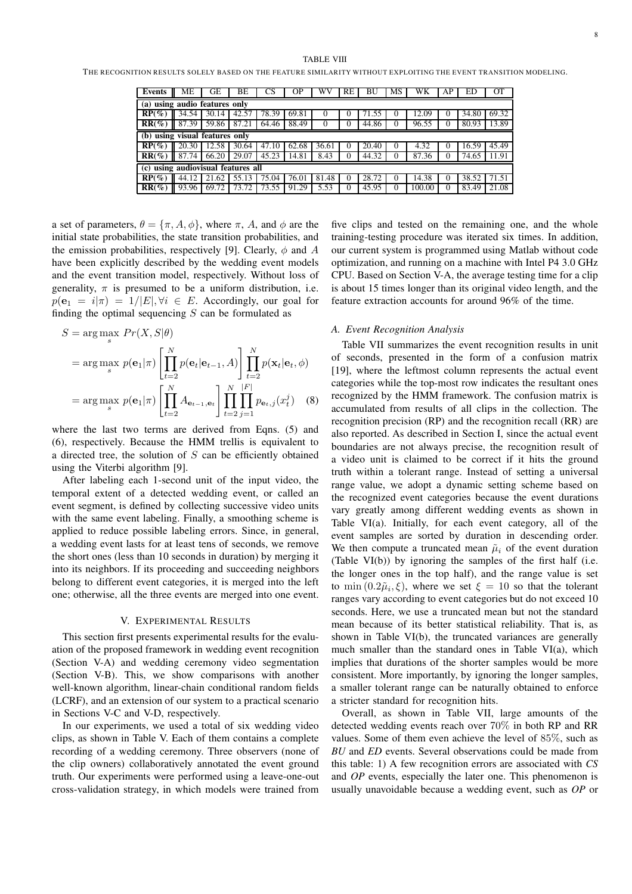TABLE VIII

THE RECOGNITION RESULTS SOLELY BASED ON THE FEATURE SIMILARITY WITHOUT EXPLOITING THE EVENT TRANSITION MODELING.

| Events | ME | GE | BE | CS | OP | WV | RE | BU | MS | WK | AP | ED | OT |
|---|---|---|---|---|---|---|---|---|---|---|---|---|---|
| (a) using audio features only | | | | | | | | | | | | | |
| **RP(%)** | 34.54 | 30.14 | 42.57 | 78.39 | 69.81 | 0 | 0 | 71.55 | 0 | 12.09 | 0 | 34.80 | 69.32 |
| **RR(%)** | 87.39 | 59.86 | 87.21 | 64.46 | 88.49 | 0 | 0 | 44.86 | 0 | 96.55 | 0 | 80.93 | 13.89 |
| (b) using visual features only | | | | | | | | | | | | | |
| **RP(%)** | 20.30 | 12.58 | 30.64 | 47.10 | 62.68 | 36.61 | 0 | 20.40 | 0 | 4.32 | 0 | 16.59 | 45.49 |
| **RR(%)** | 87.74 | 66.20 | 29.07 | 45.23 | 14.81 | 8.43 | 0 | 44.32 | 0 | 87.36 | 0 | 74.65 | 11.91 |
| (c) using audiovisual features all | | | | | | | | | | | | | |
| **RP(%)** | 44.12 | 21.62 | 55.13 | 75.04 | 76.01 | 81.48 | 0 | 28.72 | 0 | 14.38 | 0 | 38.52 | 71.51 |
| **RR(%)** | 93.96 | 69.72 | 73.72 | 73.55 | 91.29 | 5.53 | 0 | 45.95 | 0 | 100.00 | 0 | 83.49 | 21.08 |

a set of parameters, $\theta = \{\pi, A, \phi\}$, where $\pi$, $A$, and $\phi$ are the initial state probabilities, the state transition probabilities, and the emission probabilities, respectively [9]. Clearly, $\phi$ and $A$ have been explicitly described by the wedding event models and the event transition model, respectively. Without loss of generality, $\pi$ is presumed to be a uniform distribution, i.e. $p(\mathbf{e}_1 = i|\pi) = 1/|E|, \forall i \in E$. Accordingly, our goal for finding the optimal sequencing $S$ can be formulated as

$$
\begin{aligned}
S &= \arg\max_s \; Pr(X, S|\theta) \\
&= \arg\max_s \; p(\mathbf{e}_1|\pi) \left[ \prod_{t=2}^{N} p(\mathbf{e}_t|\mathbf{e}_{t-1}, A) \right] \prod_{t=2}^{N} p(\mathbf{x}_t|\mathbf{e}_t, \phi) \\
&= \arg\max_s \; p(\mathbf{e}_1|\pi) \left[ \prod_{t=2}^{N} A_{\mathbf{e}_{t-1}, \mathbf{e}_t} \right] \prod_{t=2}^{N} \prod_{j=1}^{|F|} p_{\mathbf{e}_t, j}(x_t^j) \quad (8)
\end{aligned}
$$

where the last two terms are derived from Eqns. (5) and (6), respectively. Because the HMM trellis is equivalent to a directed tree, the solution of $S$ can be efficiently obtained using the Viterbi algorithm [9].

After labeling each 1-second unit of the input video, the temporal extent of a detected wedding event, or called an event segment, is defined by collecting successive video units with the same event labeling. Finally, a smoothing scheme is applied to reduce possible labeling errors. Since, in general, a wedding event lasts for at least tens of seconds, we remove the short ones (less than 10 seconds in duration) by merging it into its neighbors. If its proceeding and succeeding neighbors belong to different event categories, it is merged into the left one; otherwise, all the three events are merged into one event.

## V. Experimental Results

This section first presents experimental results for the evaluation of the proposed framework in wedding event recognition (Section V-A) and wedding ceremony video segmentation (Section V-B). This, we show comparisons with another well-known algorithm, linear-chain conditional random fields (LCRF), and an extension of our system to a practical scenario in Sections V-C and V-D, respectively.

In our experiments, we used a total of six wedding video clips, as shown in Table V. Each of them contains a complete recording of a wedding ceremony. Three observers (none of the clip owners) collaboratively annotated the event ground truth. Our experiments were performed using a leave-one-out cross-validation strategy, in which models were trained from five clips and tested on the remaining one, and the whole training-testing procedure was iterated six times. In addition, our current system is programmed using Matlab without code optimization, and running on a machine with Intel P4 3.0 GHz CPU. Based on Section V-A, the average testing time for a clip is about 15 times longer than its original video length, and the feature extraction accounts for around 96% of the time.

### A. Event Recognition Analysis

Table VII summarizes the event recognition results in unit of seconds, presented in the form of a confusion matrix [19], where the leftmost column represents the actual event categories while the top-most row indicates the resultant ones recognized by the HMM framework. The confusion matrix is accumulated from results of all clips in the collection. The recognition precision (RP) and the recognition recall (RR) are also reported. As described in Section I, since the actual event boundaries are not always precise, the recognition result of a video unit is claimed to be correct if it hits the ground truth within a tolerant range. Instead of setting a universal range value, we adopt a dynamic setting scheme based on the recognized event categories because the event durations vary greatly among different wedding events as shown in Table VI(a). Initially, for each event category, all of the event samples are sorted by duration in descending order. We then compute a truncated mean $\tilde{\mu}_i$ of the event duration (Table VI(b)) by ignoring the samples of the first half (i.e. the longer ones in the top half), and the range value is set to $\min(0.2\tilde{\mu}_i, \xi)$, where we set $\xi = 10$ so that the tolerant ranges vary according to event categories but do not exceed 10 seconds. Here, we use a truncated mean but not the standard mean because of its better statistical reliability. That is, as shown in Table VI(b), the truncated variances are generally much smaller than the standard ones in Table VI(a), which implies that durations of the shorter samples would be more consistent. More importantly, by ignoring the longer samples, a smaller tolerant range can be naturally obtained to enforce a stricter standard for recognition hits.

Overall, as shown in Table VII, large amounts of the detected wedding events reach over $70\%$ in both RP and RR values. Some of them even achieve the level of $85\%$, such as *BU* and *ED* events. Several observations could be made from this table: 1) A few recognition errors are associated with *CS* and *OP* events, especially the later one. This phenomenon is usually unavoidable because a wedding event, such as *OP* or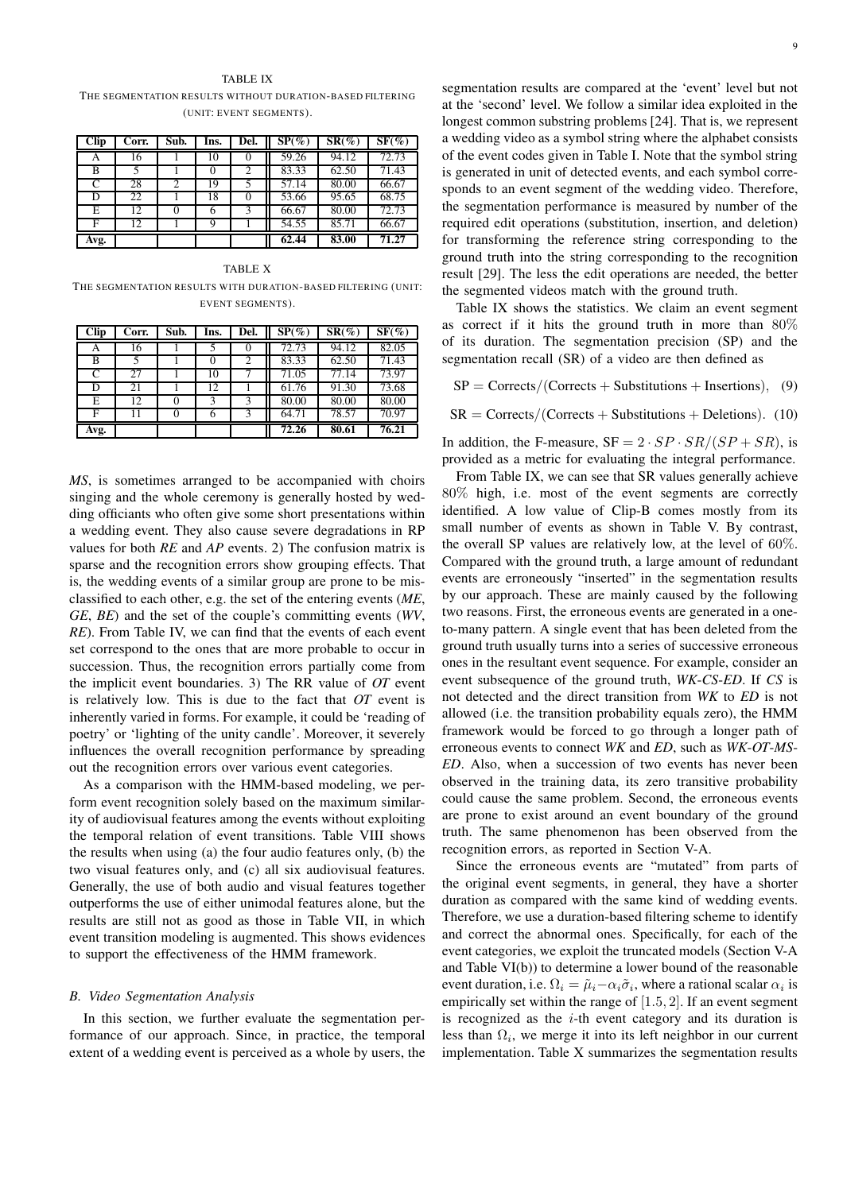TABLE IX

THE SEGMENTATION RESULTS WITHOUT DURATION-BASED FILTERING (UNIT: EVENT SEGMENTS).

| Clip | Corr. | Sub. | Ins. | Del. | SP(%) | SR(%) | SF(%) |
|---|---|---|---|---|---|---|---|
| A | 16 | 1 | 10 | 0 | 59.26 | 94.12 | 72.73 |
| B | 5 | 1 | 0 | 2 | 83.33 | 62.50 | 71.43 |
| C | 28 | 2 | 19 | 5 | 57.14 | 80.00 | 66.67 |
| D | 22 | 1 | 18 | 0 | 53.66 | 95.65 | 68.75 |
| E | 12 | 0 | 6 | 3 | 66.67 | 80.00 | 72.73 |
| F | 12 | 1 | 9 | 1 | 54.55 | 85.71 | 66.67 |
| **Avg.** | | | | | **62.44** | **83.00** | **71.27** |

TABLE X

THE SEGMENTATION RESULTS WITH DURATION-BASED FILTERING (UNIT: EVENT SEGMENTS).

| Clip | Corr. | Sub. | Ins. | Del. | SP(%) | SR(%) | SF(%) |
|---|---|---|---|---|---|---|---|
| A | 16 | 1 | 5 | 0 | 72.73 | 94.12 | 82.05 |
| B | 5 | 1 | 0 | 2 | 83.33 | 62.50 | 71.43 |
| C | 27 | 1 | 10 | 7 | 71.05 | 77.14 | 73.97 |
| D | 21 | 1 | 12 | 1 | 61.76 | 91.30 | 73.68 |
| E | 12 | 0 | 3 | 3 | 80.00 | 80.00 | 80.00 |
| F | 11 | 0 | 6 | 3 | 64.71 | 78.57 | 70.97 |
| **Avg.** | | | | | **72.26** | **80.61** | **76.21** |

*MS*, is sometimes arranged to be accompanied with choirs singing and the whole ceremony is generally hosted by wedding officiants who often give some short presentations within a wedding event. They also cause severe degradations in RP values for both *RE* and *AP* events. 2) The confusion matrix is sparse and the recognition errors show grouping effects. That is, the wedding events of a similar group are prone to be misclassified to each other, e.g. the set of the entering events (*ME*, *GE*, *BE*) and the set of the couple's committing events (*WV*, *RE*). From Table IV, we can find that the events of each event set correspond to the ones that are more probable to occur in succession. Thus, the recognition errors partially come from the implicit event boundaries. 3) The RR value of *OT* event is relatively low. This is due to the fact that *OT* event is inherently varied in forms. For example, it could be 'reading of poetry' or 'lighting of the unity candle'. Moreover, it severely influences the overall recognition performance by spreading out the recognition errors over various event categories.

As a comparison with the HMM-based modeling, we perform event recognition solely based on the maximum similarity of audiovisual features among the events without exploiting the temporal relation of event transitions. Table VIII shows the results when using (a) the four audio features only, (b) the two visual features only, and (c) all six audiovisual features. Generally, the use of both audio and visual features together outperforms the use of either unimodal features alone, but the results are still not as good as those in Table VII, in which event transition modeling is augmented. This shows evidences to support the effectiveness of the HMM framework.

### B. Video Segmentation Analysis

In this section, we further evaluate the segmentation performance of our approach. Since, in practice, the temporal extent of a wedding event is perceived as a whole by users, the segmentation results are compared at the 'event' level but not at the 'second' level. We follow a similar idea exploited in the longest common substring problems [24]. That is, we represent a wedding video as a symbol string where the alphabet consists of the event codes given in Table I. Note that the symbol string is generated in unit of detected events, and each symbol corresponds to an event segment of the wedding video. Therefore, the segmentation performance is measured by number of the required edit operations (substitution, insertion, and deletion) for transforming the reference string corresponding to the ground truth into the string corresponding to the recognition result [29]. The less the edit operations are needed, the better the segmented videos match with the ground truth.

Table IX shows the statistics. We claim an event segment as correct if it hits the ground truth in more than $80\%$ of its duration. The segmentation precision (SP) and the segmentation recall (SR) of a video are then defined as

$$\text{SP} = \text{Corrects}/(\text{Corrects} + \text{Substitutions} + \text{Insertions}), \quad (9)$$

$$\text{SR} = \text{Corrects}/(\text{Corrects} + \text{Substitutions} + \text{Deletions}). \quad (10)$$

In addition, the F-measure, $\text{SF} = 2 \cdot SP \cdot SR/(SP + SR)$, is provided as a metric for evaluating the integral performance.

From Table IX, we can see that SR values generally achieve $80\%$ high, i.e. most of the event segments are correctly identified. A low value of Clip-B comes mostly from its small number of events as shown in Table V. By contrast, the overall SP values are relatively low, at the level of $60\%$. Compared with the ground truth, a large amount of redundant events are erroneously "inserted" in the segmentation results by our approach. These are mainly caused by the following two reasons. First, the erroneous events are generated in a one-to-many pattern. A single event that has been deleted from the ground truth usually turns into a series of successive erroneous ones in the resultant event sequence. For example, consider an event subsequence of the ground truth, *WK-CS-ED*. If *CS* is not detected and the direct transition from *WK* to *ED* is not allowed (i.e. the transition probability equals zero), the HMM framework would be forced to go through a longer path of erroneous events to connect *WK* and *ED*, such as *WK-OT-MS-ED*. Also, when a succession of two events has never been observed in the training data, its zero transitive probability could cause the same problem. Second, the erroneous events are prone to exist around an event boundary of the ground truth. The same phenomenon has been observed from the recognition errors, as reported in Section V-A.

Since the erroneous events are "mutated" from parts of the original event segments, in general, they have a shorter duration as compared with the same kind of wedding events. Therefore, we use a duration-based filtering scheme to identify and correct the abnormal ones. Specifically, for each of the event categories, we exploit the truncated models (Section V-A and Table VI(b)) to determine a lower bound of the reasonable event duration, i.e. $\Omega_i = \tilde{\mu}_i - \alpha_i \tilde{\sigma}_i$, where a rational scalar $\alpha_i$ is empirically set within the range of $[1.5, 2]$. If an event segment is recognized as the $i$-th event category and its duration is less than $\Omega_i$, we merge it into its left neighbor in our current implementation. Table X summarizes the segmentation results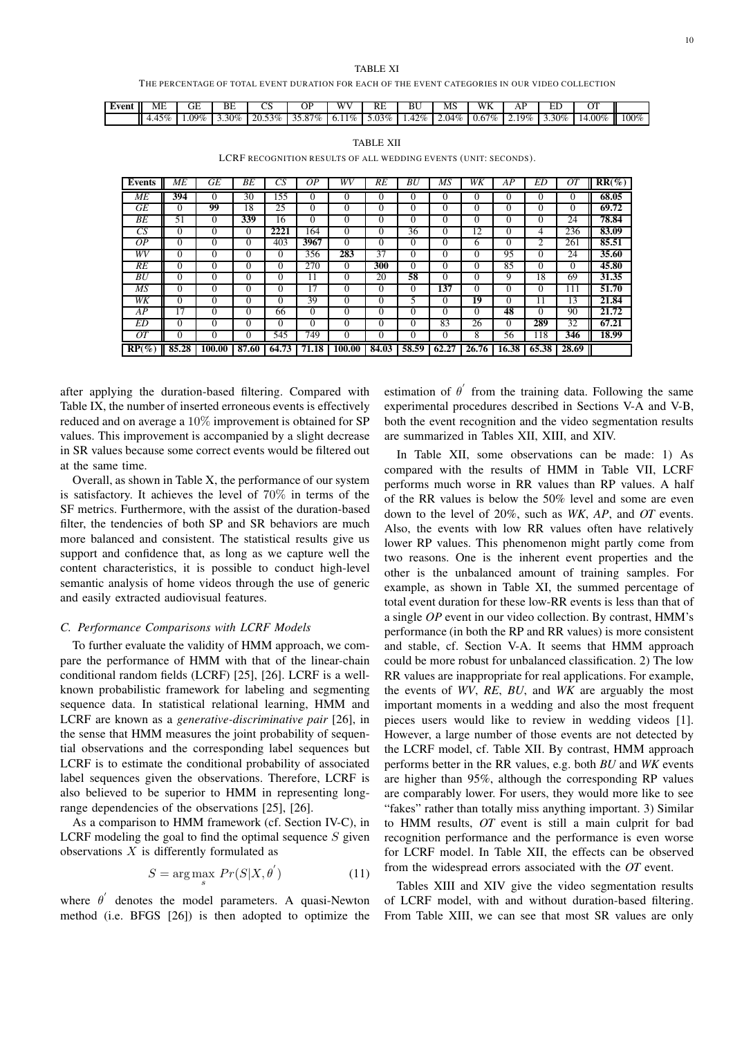TABLE XI

THE PERCENTAGE OF TOTAL EVENT DURATION FOR EACH OF THE EVENT CATEGORIES IN OUR VIDEO COLLECTION

| Event | ME | GE | BE | CS | OP | WV | RE | BU | MS | WK | AP | ED | OT | |
|---|---|---|---|---|---|---|---|---|---|---|---|---|---|---|
| | 4.45% | 1.09% | 3.30% | 20.53% | 35.87% | 6.11% | 5.03% | 1.42% | 2.04% | 0.67% | 2.19% | 3.30% | 14.00% | 100% |

TABLE XII

LCRF RECOGNITION RESULTS OF ALL WEDDING EVENTS (UNIT: SECONDS).

| **Events** | *ME* | *GE* | *BE* | *CS* | *OP* | *WV* | *RE* | *BU* | *MS* | *WK* | *AP* | *ED* | *OT* | **RR(%)** |
|---|---|---|---|---|---|---|---|---|---|---|---|---|---|---|
| *ME* | **394** | 0 | 30 | 155 | 0 | 0 | 0 | 0 | 0 | 0 | 0 | 0 | 0 | **68.05** |
| *GE* | 0 | **99** | 18 | 25 | 0 | 0 | 0 | 0 | 0 | 0 | 0 | 0 | 0 | **69.72** |
| *BE* | 51 | 0 | **339** | 16 | 0 | 0 | 0 | 0 | 0 | 0 | 0 | 0 | 24 | **78.84** |
| *CS* | 0 | 0 | 0 | **2221** | 164 | 0 | 0 | 36 | 0 | 12 | 0 | 4 | 236 | **83.09** |
| *OP* | 0 | 0 | 0 | 403 | **3967** | 0 | 0 | 0 | 0 | 6 | 0 | 2 | 261 | **85.51** |
| *WV* | 0 | 0 | 0 | 0 | 356 | **283** | 37 | 0 | 0 | 0 | 95 | 0 | 24 | **35.60** |
| *RE* | 0 | 0 | 0 | 0 | 270 | 0 | **300** | 0 | 0 | 0 | 85 | 0 | 0 | **45.80** |
| *BU* | 0 | 0 | 0 | 0 | 11 | 0 | 20 | **58** | 0 | 0 | 9 | 18 | 69 | **31.35** |
| *MS* | 0 | 0 | 0 | 0 | 17 | 0 | 0 | 0 | **137** | 0 | 0 | 0 | 111 | **51.70** |
| *WK* | 0 | 0 | 0 | 0 | 39 | 0 | 0 | 5 | 0 | **19** | 0 | 11 | 13 | **21.84** |
| *AP* | 17 | 0 | 0 | 66 | 0 | 0 | 0 | 0 | 0 | 0 | **48** | 0 | 90 | **21.72** |
| *ED* | 0 | 0 | 0 | 0 | 0 | 0 | 0 | 0 | 83 | 26 | 0 | **289** | 32 | **67.21** |
| *OT* | 0 | 0 | 0 | 545 | 749 | 0 | 0 | 0 | 0 | 8 | 56 | 118 | **346** | **18.99** |
| **RP(%)** | **85.28** | **100.00** | **87.60** | **64.73** | **71.18** | **100.00** | **84.03** | **58.59** | **62.27** | **26.76** | **16.38** | **65.38** | **28.69** | |

after applying the duration-based filtering. Compared with Table IX, the number of inserted erroneous events is effectively reduced and on average a $10\%$ improvement is obtained for SP values. This improvement is accompanied by a slight decrease in SR values because some correct events would be filtered out at the same time.

Overall, as shown in Table X, the performance of our system is satisfactory. It achieves the level of $70\%$ in terms of the SF metrics. Furthermore, with the assist of the duration-based filter, the tendencies of both SP and SR behaviors are much more balanced and consistent. The statistical results give us support and confidence that, as long as we capture well the content characteristics, it is possible to conduct high-level semantic analysis of home videos through the use of generic and easily extracted audiovisual features.

### C. Performance Comparisons with LCRF Models

To further evaluate the validity of HMM approach, we compare the performance of HMM with that of the linear-chain conditional random fields (LCRF) [25], [26]. LCRF is a well-known probabilistic framework for labeling and segmenting sequence data. In statistical relational learning, HMM and LCRF are known as a *generative-discriminative pair* [26], in the sense that HMM measures the joint probability of sequential observations and the corresponding label sequences but LCRF is to estimate the conditional probability of associated label sequences given the observations. Therefore, LCRF is also believed to be superior to HMM in representing long-range dependencies of the observations [25], [26].

As a comparison to HMM framework (cf. Section IV-C), in LCRF modeling the goal to find the optimal sequence $S$ given observations $X$ is differently formulated as

$$S = \arg\max_{s} \; Pr(S|X, \theta^{'}) \tag{11}$$

where $\theta^{'}$ denotes the model parameters. A quasi-Newton method (i.e. BFGS [26]) is then adopted to optimize the estimation of $\theta^{'}$ from the training data. Following the same experimental procedures described in Sections V-A and V-B, both the event recognition and the video segmentation results are summarized in Tables XII, XIII, and XIV.

In Table XII, some observations can be made: 1) As compared with the results of HMM in Table VII, LCRF performs much worse in RR values than RP values. A half of the RR values is below the 50% level and some are even down to the level of 20%, such as *WK*, *AP*, and *OT* events. Also, the events with low RR values often have relatively lower RP values. This phenomenon might partly come from two reasons. One is the inherent event properties and the other is the unbalanced amount of training samples. For example, as shown in Table XI, the summed percentage of total event duration for these low-RR events is less than that of a single *OP* event in our video collection. By contrast, HMM's performance (in both the RP and RR values) is more consistent and stable, cf. Section V-A. It seems that HMM approach could be more robust for unbalanced classification. 2) The low RR values are inappropriate for real applications. For example, the events of *WV*, *RE*, *BU*, and *WK* are arguably the most important moments in a wedding and also the most frequent pieces users would like to review in wedding videos [1]. However, a large number of those events are not detected by the LCRF model, cf. Table XII. By contrast, HMM approach performs better in the RR values, e.g. both *BU* and *WK* events are higher than 95%, although the corresponding RP values are comparably lower. For users, they would more like to see "fakes" rather than totally miss anything important. 3) Similar to HMM results, *OT* event is still a main culprit for bad recognition performance and the performance is even worse for LCRF model. In Table XII, the effects can be observed from the widespread errors associated with the *OT* event.

Tables XIII and XIV give the video segmentation results of LCRF model, with and without duration-based filtering. From Table XIII, we can see that most SR values are only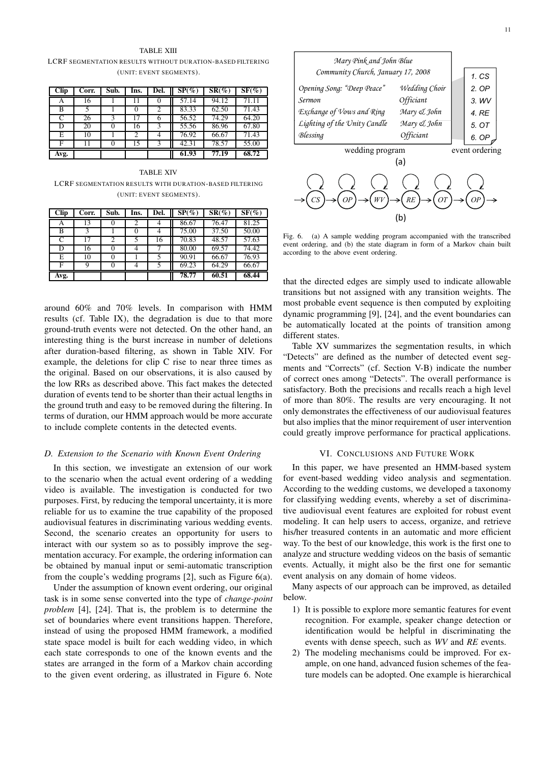TABLE XIII
LCRF SEGMENTATION RESULTS WITHOUT DURATION-BASED FILTERING (UNIT: EVENT SEGMENTS).

| Clip | Corr. | Sub. | Ins. | Del. | SP(%) | SR(%) | SF(%) |
|---|---|---|---|---|---|---|---|
| A | 16 | 1 | 11 | 0 | 57.14 | 94.12 | 71.11 |
| B | 5 | 1 | 0 | 2 | 83.33 | 62.50 | 71.43 |
| C | 26 | 3 | 17 | 6 | 56.52 | 74.29 | 64.20 |
| D | 20 | 0 | 16 | 3 | 55.56 | 86.96 | 67.80 |
| E | 10 | 1 | 2 | 4 | 76.92 | 66.67 | 71.43 |
| F | 11 | 0 | 15 | 3 | 42.31 | 78.57 | 55.00 |
| **Avg.** | | | | | **61.93** | **77.19** | **68.72** |

TABLE XIV
LCRF SEGMENTATION RESULTS WITH DURATION-BASED FILTERING (UNIT: EVENT SEGMENTS).

| Clip | Corr. | Sub. | Ins. | Del. | SP(%) | SR(%) | SF(%) |
|---|---|---|---|---|---|---|---|
| A | 13 | 0 | 2 | 4 | 86.67 | 76.47 | 81.25 |
| B | 3 | 1 | 0 | 4 | 75.00 | 37.50 | 50.00 |
| C | 17 | 2 | 5 | 16 | 70.83 | 48.57 | 57.63 |
| D | 16 | 0 | 4 | 7 | 80.00 | 69.57 | 74.42 |
| E | 10 | 0 | 1 | 5 | 90.91 | 66.67 | 76.93 |
| F | 9 | 0 | 4 | 5 | 69.23 | 64.29 | 66.67 |
| **Avg.** | | | | | **78.77** | **60.51** | **68.44** |

around 60% and 70% levels. In comparison with HMM results (cf. Table IX), the degradation is due to that more ground-truth events were not detected. On the other hand, an interesting thing is the burst increase in number of deletions after duration-based filtering, as shown in Table XIV. For example, the deletions for clip C rise to near three times as the original. Based on our observations, it is also caused by the low RRs as described above. This fact makes the detected duration of events tend to be shorter than their actual lengths in the ground truth and easy to be removed during the filtering. In terms of duration, our HMM approach would be more accurate to include complete contents in the detected events.

### D. Extension to the Scenario with Known Event Ordering

In this section, we investigate an extension of our work to the scenario when the actual event ordering of a wedding video is available. The investigation is conducted for two purposes. First, by reducing the temporal uncertainty, it is more reliable for us to examine the true capability of the proposed audiovisual features in discriminating various wedding events. Second, the scenario creates an opportunity for users to interact with our system so as to possibly improve the segmentation accuracy. For example, the ordering information can be obtained by manual input or semi-automatic transcription from the couple's wedding programs [2], such as Figure 6(a).

Under the assumption of known event ordering, our original task is in some sense converted into the type of *change-point problem* [4], [24]. That is, the problem is to determine the set of boundaries where event transitions happen. Therefore, instead of using the proposed HMM framework, a modified state space model is built for each wedding video, in which each state corresponds to one of the known events and the states are arranged in the form of a Markov chain according to the given event ordering, as illustrated in Figure 6. Note that the directed edges are simply used to indicate allowable transitions but not assigned with any transition weights. The most probable event sequence is then computed by exploiting dynamic programming [9], [24], and the event boundaries can be automatically located at the points of transition among different states.

*Mary Pink and John Blue*
*Community Church, January 17, 2008*

| wedding program | | event ordering |
|---|---|---|
| *Opening Song: "Deep Peace"* | *Wedding Choir* | 1. CS |
| *Sermon* | *Officiant* | 2. OP |
| *Exchange of Vows and Ring* | *Mary & John* | 3. WV |
| *Lighting of the Unity Candle* | *Mary & John* | 4. RE |
| *Blessing* | *Officiant* | 5. OT |
| | | 6. OP |

(a)

→ CS → OP → WV → RE → OT → OP →

(b)

Fig. 6. (a) A sample wedding program accompanied with the transcribed event ordering, and (b) the state diagram in form of a Markov chain built according to the above event ordering.

Table XV summarizes the segmentation results, in which "Detects" are defined as the number of detected event segments and "Corrects" (cf. Section V-B) indicate the number of correct ones among "Detects". The overall performance is satisfactory. Both the precisions and recalls reach a high level of more than 80%. The results are very encouraging. It not only demonstrates the effectiveness of our audiovisual features but also implies that the minor requirement of user intervention could greatly improve performance for practical applications.

## VI. Conclusions and Future Work

In this paper, we have presented an HMM-based system for event-based wedding video analysis and segmentation. According to the wedding customs, we developed a taxonomy for classifying wedding events, whereby a set of discriminative audiovisual event features are exploited for robust event modeling. It can help users to access, organize, and retrieve his/her treasured contents in an automatic and more efficient way. To the best of our knowledge, this work is the first one to analyze and structure wedding videos on the basis of semantic events. Actually, it might also be the first one for semantic event analysis on any domain of home videos.

Many aspects of our approach can be improved, as detailed below.

1) It is possible to explore more semantic features for event recognition. For example, speaker change detection or identification would be helpful in discriminating the events with dense speech, such as *WV* and *RE* events.
2) The modeling mechanisms could be improved. For example, on one hand, advanced fusion schemes of the feature models can be adopted. One example is hierarchical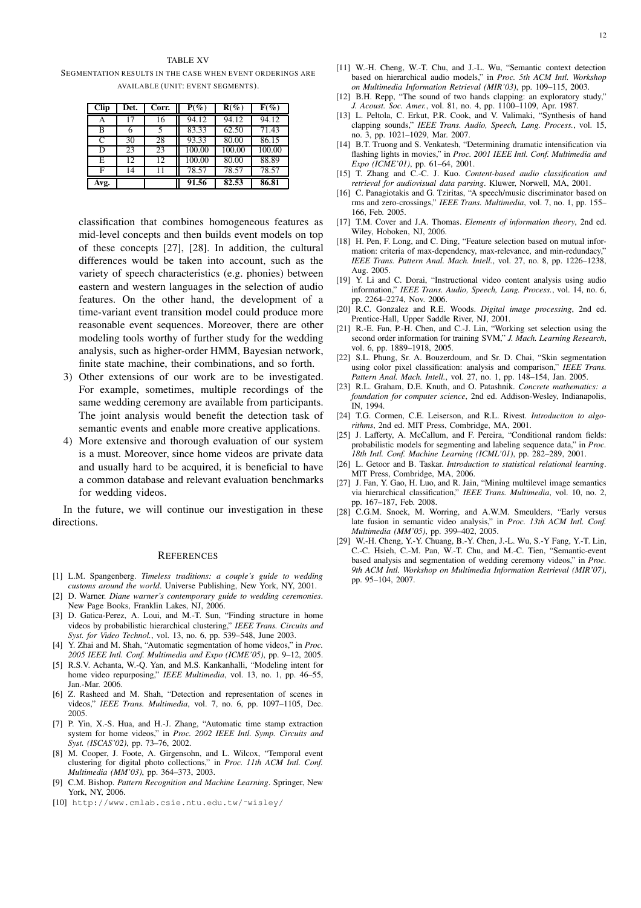TABLE XV

SEGMENTATION RESULTS IN THE CASE WHEN EVENT ORDERINGS ARE AVAILABLE (UNIT: EVENT SEGMENTS).

| Clip | Det. | Corr. | P(%) | R(%) | F(%) |
|---|---|---|---|---|---|
| A | 17 | 16 | 94.12 | 94.12 | 94.12 |
| B | 6 | 5 | 83.33 | 62.50 | 71.43 |
| C | 30 | 28 | 93.33 | 80.00 | 86.15 |
| D | 23 | 23 | 100.00 | 100.00 | 100.00 |
| E | 12 | 12 | 100.00 | 80.00 | 88.89 |
| F | 14 | 11 | 78.57 | 78.57 | 78.57 |
| **Avg.** | | | **91.56** | **82.53** | **86.81** |

classification that combines homogeneous features as mid-level concepts and then builds event models on top of these concepts [27], [28]. In addition, the cultural differences would be taken into account, such as the variety of speech characteristics (e.g. phonies) between eastern and western languages in the selection of audio features. On the other hand, the development of a time-variant event transition model could produce more reasonable event sequences. Moreover, there are other modeling tools worthy of further study for the wedding analysis, such as higher-order HMM, Bayesian network, finite state machine, their combinations, and so forth.

3) Other extensions of our work are to be investigated. For example, sometimes, multiple recordings of the same wedding ceremony are available from participants. The joint analysis would benefit the detection task of semantic events and enable more creative applications.

4) More extensive and thorough evaluation of our system is a must. Moreover, since home videos are private data and usually hard to be acquired, it is beneficial to have a common database and relevant evaluation benchmarks for wedding videos.

In the future, we will continue our investigation in these directions.

## REFERENCES

[1] L.M. Spangenberg. *Timeless traditions: a couple's guide to wedding customs around the world*. Universe Publishing, New York, NY, 2001.

[2] D. Warner. *Diane warner's contemporary guide to wedding ceremonies*. New Page Books, Franklin Lakes, NJ, 2006.

[3] D. Gatica-Perez, A. Loui, and M.-T. Sun, "Finding structure in home videos by probabilistic hierarchical clustering," *IEEE Trans. Circuits and Syst. for Video Technol.*, vol. 13, no. 6, pp. 539–548, June 2003.

[4] Y. Zhai and M. Shah, "Automatic segmentation of home videos," in *Proc. 2005 IEEE Intl. Conf. Multimedia and Expo (ICME'05)*, pp. 9–12, 2005.

[5] R.S.V. Achanta, W.-Q. Yan, and M.S. Kankanhalli, "Modeling intent for home video repurposing," *IEEE Multimedia*, vol. 13, no. 1, pp. 46–55, Jan.-Mar. 2006.

[6] Z. Rasheed and M. Shah, "Detection and representation of scenes in videos," *IEEE Trans. Multimedia*, vol. 7, no. 6, pp. 1097–1105, Dec. 2005.

[7] P. Yin, X.-S. Hua, and H.-J. Zhang, "Automatic time stamp extraction system for home videos," in *Proc. 2002 IEEE Intl. Symp. Circuits and Syst. (ISCAS'02)*, pp. 73–76, 2002.

[8] M. Cooper, J. Foote, A. Girgensohn, and L. Wilcox, "Temporal event clustering for digital photo collections," in *Proc. 11th ACM Intl. Conf. Multimedia (MM'03)*, pp. 364–373, 2003.

[9] C.M. Bishop. *Pattern Recognition and Machine Learning*. Springer, New York, NY, 2006.

[10] http://www.cmlab.csie.ntu.edu.tw/~wisley/

[11] W.-H. Cheng, W.-T. Chu, and J.-L. Wu, "Semantic context detection based on hierarchical audio models," in *Proc. 5th ACM Intl. Workshop on Multimedia Information Retrieval (MIR'03)*, pp. 109–115, 2003.

[12] B.H. Repp, "The sound of two hands clapping: an exploratory study," *J. Acoust. Soc. Amer.*, vol. 81, no. 4, pp. 1100–1109, Apr. 1987.

[13] L. Peltola, C. Erkut, P.R. Cook, and V. Valimaki, "Synthesis of hand clapping sounds," *IEEE Trans. Audio, Speech, Lang. Process.*, vol. 15, no. 3, pp. 1021–1029, Mar. 2007.

[14] B.T. Truong and S. Venkatesh, "Determining dramatic intensification via flashing lights in movies," in *Proc. 2001 IEEE Intl. Conf. Multimedia and Expo (ICME'01)*, pp. 61–64, 2001.

[15] T. Zhang and C.-C. J. Kuo. *Content-based audio classification and retrieval for audiovisual data parsing*. Kluwer, Norwell, MA, 2001.

[16] C. Panagiotakis and G. Tziritas, "A speech/music discriminator based on rms and zero-crossings," *IEEE Trans. Multimedia*, vol. 7, no. 1, pp. 155–166, Feb. 2005.

[17] T.M. Cover and J.A. Thomas. *Elements of information theory*, 2nd ed. Wiley, Hoboken, NJ, 2006.

[18] H. Pen, F. Long, and C. Ding, "Feature selection based on mutual information: criteria of max-dependency, max-relevance, and min-redundacy," *IEEE Trans. Pattern Anal. Mach. Intell.*, vol. 27, no. 8, pp. 1226–1238, Aug. 2005.

[19] Y. Li and C. Dorai, "Instructional video content analysis using audio information," *IEEE Trans. Audio, Speech, Lang. Process.*, vol. 14, no. 6, pp. 2264–2274, Nov. 2006.

[20] R.C. Gonzalez and R.E. Woods. *Digital image processing*, 2nd ed. Prentice-Hall, Upper Saddle River, NJ, 2001.

[21] R.-E. Fan, P.-H. Chen, and C.-J. Lin, "Working set selection using the second order information for training SVM," *J. Mach. Learning Research*, vol. 6, pp. 1889–1918, 2005.

[22] S.L. Phung, Sr. A. Bouzerdoum, and Sr. D. Chai, "Skin segmentation using color pixel classification: analysis and comparison," *IEEE Trans. Pattern Anal. Mach. Intell.*, vol. 27, no. 1, pp. 148–154, Jan. 2005.

[23] R.L. Graham, D.E. Knuth, and O. Patashnik. *Concrete mathematics: a foundation for computer science*, 2nd ed. Addison-Wesley, Indianapolis, IN, 1994.

[24] T.G. Cormen, C.E. Leiserson, and R.L. Rivest. *Introduciton to algorithms*, 2nd ed. MIT Press, Combridge, MA, 2001.

[25] J. Lafferty, A. McCallum, and F. Pereira, "Conditional random fields: probabilistic models for segmenting and labeling sequence data," in *Proc. 18th Intl. Conf. Machine Learning (ICML'01)*, pp. 282–289, 2001.

[26] L. Getoor and B. Taskar. *Introduction to statistical relational learning*. MIT Press, Combridge, MA, 2006.

[27] J. Fan, Y. Gao, H. Luo, and R. Jain, "Mining multilevel image semantics via hierarchical classification," *IEEE Trans. Multimedia*, vol. 10, no. 2, pp. 167–187, Feb. 2008.

[28] C.G.M. Snoek, M. Worring, and A.W.M. Smeulders, "Early versus late fusion in semantic video analysis," in *Proc. 13th ACM Intl. Conf. Multimedia (MM'05)*, pp. 399–402, 2005.

[29] W.-H. Cheng, Y.-Y. Chuang, B.-Y. Chen, J.-L. Wu, S.-Y Fang, Y.-T. Lin, C.-C. Hsieh, C.-M. Pan, W.-T. Chu, and M.-C. Tien, "Semantic-event based analysis and segmentation of wedding ceremony videos," in *Proc. 9th ACM Intl. Workshop on Multimedia Information Retrieval (MIR'07)*, pp. 95–104, 2007.